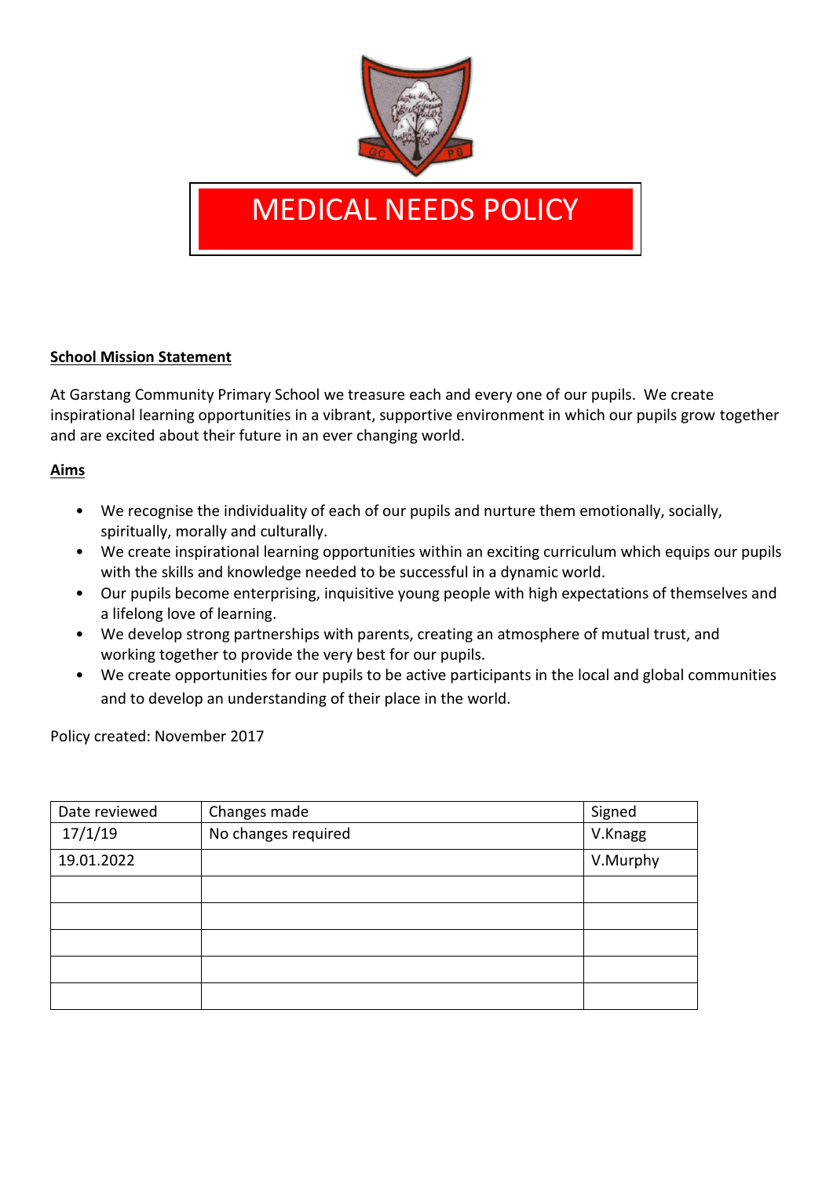# MEDICAL NEEDS POLICY

**School Mission Statement**

At Garstang Community Primary School we treasure each and every one of our pupils. We create inspirational learning opportunities in a vibrant, supportive environment in which our pupils grow together and are excited about their future in an ever changing world.

**Aims**

- We recognise the individuality of each of our pupils and nurture them emotionally, socially, spiritually, morally and culturally.
- We create inspirational learning opportunities within an exciting curriculum which equips our pupils with the skills and knowledge needed to be successful in a dynamic world.
- Our pupils become enterprising, inquisitive young people with high expectations of themselves and a lifelong love of learning.
- We develop strong partnerships with parents, creating an atmosphere of mutual trust, and working together to provide the very best for our pupils.
- We create opportunities for our pupils to be active participants in the local and global communities and to develop an understanding of their place in the world.

Policy created: November 2017

| Date reviewed | Changes made | Signed |
|---|---|---|
| 17/1/19 | No changes required | V.Knagg |
| 19.01.2022 | | V.Murphy |
| | | |
| | | |
| | | |
| | | |
| | | |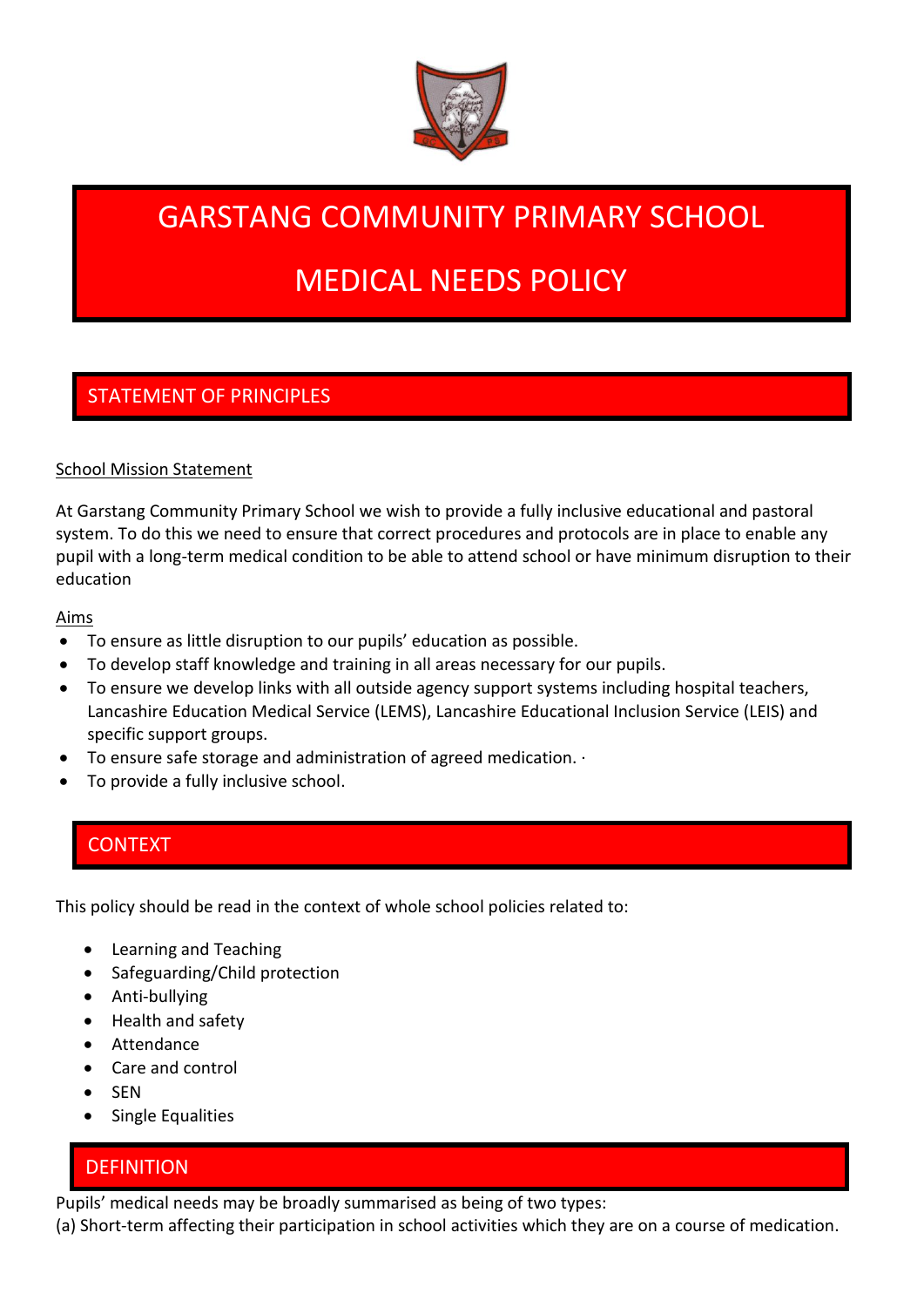# GARSTANG COMMUNITY PRIMARY SCHOOL

# MEDICAL NEEDS POLICY

## STATEMENT OF PRINCIPLES

School Mission Statement

At Garstang Community Primary School we wish to provide a fully inclusive educational and pastoral system. To do this we need to ensure that correct procedures and protocols are in place to enable any pupil with a long-term medical condition to be able to attend school or have minimum disruption to their education

Aims

- To ensure as little disruption to our pupils' education as possible.
- To develop staff knowledge and training in all areas necessary for our pupils.
- To ensure we develop links with all outside agency support systems including hospital teachers, Lancashire Education Medical Service (LEMS), Lancashire Educational Inclusion Service (LEIS) and specific support groups.
- To ensure safe storage and administration of agreed medication. ·
- To provide a fully inclusive school.

## CONTEXT

This policy should be read in the context of whole school policies related to:

- Learning and Teaching
- Safeguarding/Child protection
- Anti-bullying
- Health and safety
- Attendance
- Care and control
- SEN
- Single Equalities

## DEFINITION

Pupils' medical needs may be broadly summarised as being of two types:
(a) Short-term affecting their participation in school activities which they are on a course of medication.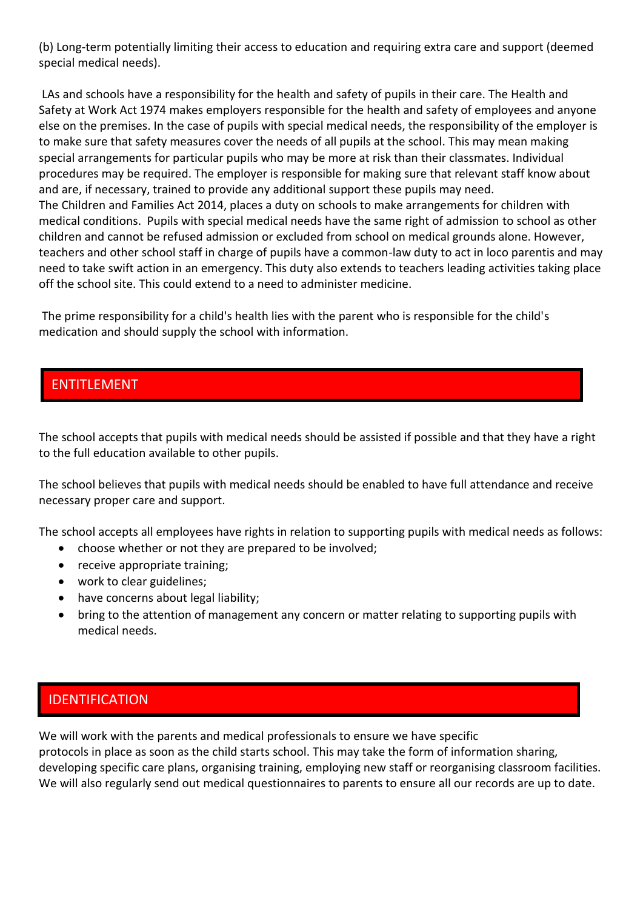(b) Long-term potentially limiting their access to education and requiring extra care and support (deemed special medical needs).

LAs and schools have a responsibility for the health and safety of pupils in their care. The Health and Safety at Work Act 1974 makes employers responsible for the health and safety of employees and anyone else on the premises. In the case of pupils with special medical needs, the responsibility of the employer is to make sure that safety measures cover the needs of all pupils at the school. This may mean making special arrangements for particular pupils who may be more at risk than their classmates. Individual procedures may be required. The employer is responsible for making sure that relevant staff know about and are, if necessary, trained to provide any additional support these pupils may need.
The Children and Families Act 2014, places a duty on schools to make arrangements for children with medical conditions. Pupils with special medical needs have the same right of admission to school as other children and cannot be refused admission or excluded from school on medical grounds alone. However, teachers and other school staff in charge of pupils have a common-law duty to act in loco parentis and may need to take swift action in an emergency. This duty also extends to teachers leading activities taking place off the school site. This could extend to a need to administer medicine.

The prime responsibility for a child's health lies with the parent who is responsible for the child's medication and should supply the school with information.

## ENTITLEMENT

The school accepts that pupils with medical needs should be assisted if possible and that they have a right to the full education available to other pupils.

The school believes that pupils with medical needs should be enabled to have full attendance and receive necessary proper care and support.

The school accepts all employees have rights in relation to supporting pupils with medical needs as follows:

- choose whether or not they are prepared to be involved;
- receive appropriate training;
- work to clear guidelines;
- have concerns about legal liability;
- bring to the attention of management any concern or matter relating to supporting pupils with medical needs.

## IDENTIFICATION

We will work with the parents and medical professionals to ensure we have specific protocols in place as soon as the child starts school. This may take the form of information sharing, developing specific care plans, organising training, employing new staff or reorganising classroom facilities. We will also regularly send out medical questionnaires to parents to ensure all our records are up to date.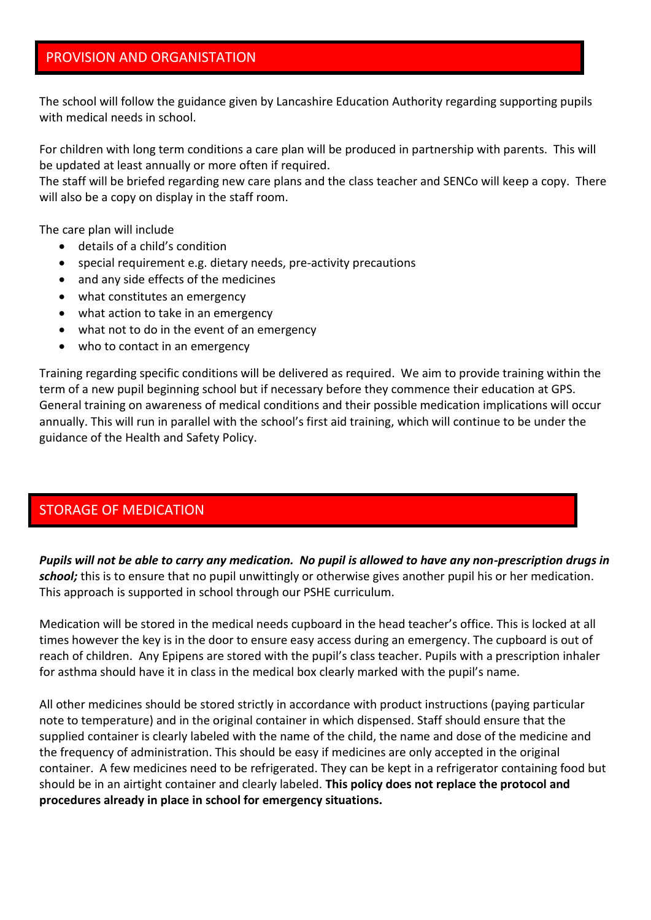## PROVISION AND ORGANISTATION

The school will follow the guidance given by Lancashire Education Authority regarding supporting pupils with medical needs in school.

For children with long term conditions a care plan will be produced in partnership with parents. This will be updated at least annually or more often if required.
The staff will be briefed regarding new care plans and the class teacher and SENCo will keep a copy. There will also be a copy on display in the staff room.

The care plan will include

- details of a child's condition
- special requirement e.g. dietary needs, pre-activity precautions
- and any side effects of the medicines
- what constitutes an emergency
- what action to take in an emergency
- what not to do in the event of an emergency
- who to contact in an emergency

Training regarding specific conditions will be delivered as required. We aim to provide training within the term of a new pupil beginning school but if necessary before they commence their education at GPS. General training on awareness of medical conditions and their possible medication implications will occur annually. This will run in parallel with the school's first aid training, which will continue to be under the guidance of the Health and Safety Policy.

## STORAGE OF MEDICATION

***Pupils will not be able to carry any medication. No pupil is allowed to have any non-prescription drugs in school;*** this is to ensure that no pupil unwittingly or otherwise gives another pupil his or her medication. This approach is supported in school through our PSHE curriculum.

Medication will be stored in the medical needs cupboard in the head teacher's office. This is locked at all times however the key is in the door to ensure easy access during an emergency. The cupboard is out of reach of children. Any Epipens are stored with the pupil's class teacher. Pupils with a prescription inhaler for asthma should have it in class in the medical box clearly marked with the pupil's name.

All other medicines should be stored strictly in accordance with product instructions (paying particular note to temperature) and in the original container in which dispensed. Staff should ensure that the supplied container is clearly labeled with the name of the child, the name and dose of the medicine and the frequency of administration. This should be easy if medicines are only accepted in the original container. A few medicines need to be refrigerated. They can be kept in a refrigerator containing food but should be in an airtight container and clearly labeled. **This policy does not replace the protocol and procedures already in place in school for emergency situations.**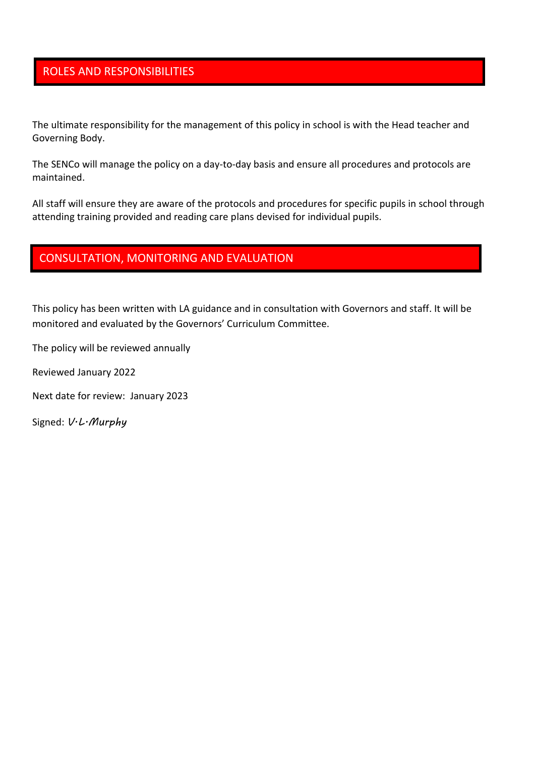## ROLES AND RESPONSIBILITIES

The ultimate responsibility for the management of this policy in school is with the Head teacher and Governing Body.

The SENCo will manage the policy on a day-to-day basis and ensure all procedures and protocols are maintained.

All staff will ensure they are aware of the protocols and procedures for specific pupils in school through attending training provided and reading care plans devised for individual pupils.

## CONSULTATION, MONITORING AND EVALUATION

This policy has been written with LA guidance and in consultation with Governors and staff. It will be monitored and evaluated by the Governors' Curriculum Committee.

The policy will be reviewed annually

Reviewed January 2022

Next date for review: January 2023

Signed: *V.L.Murphy*